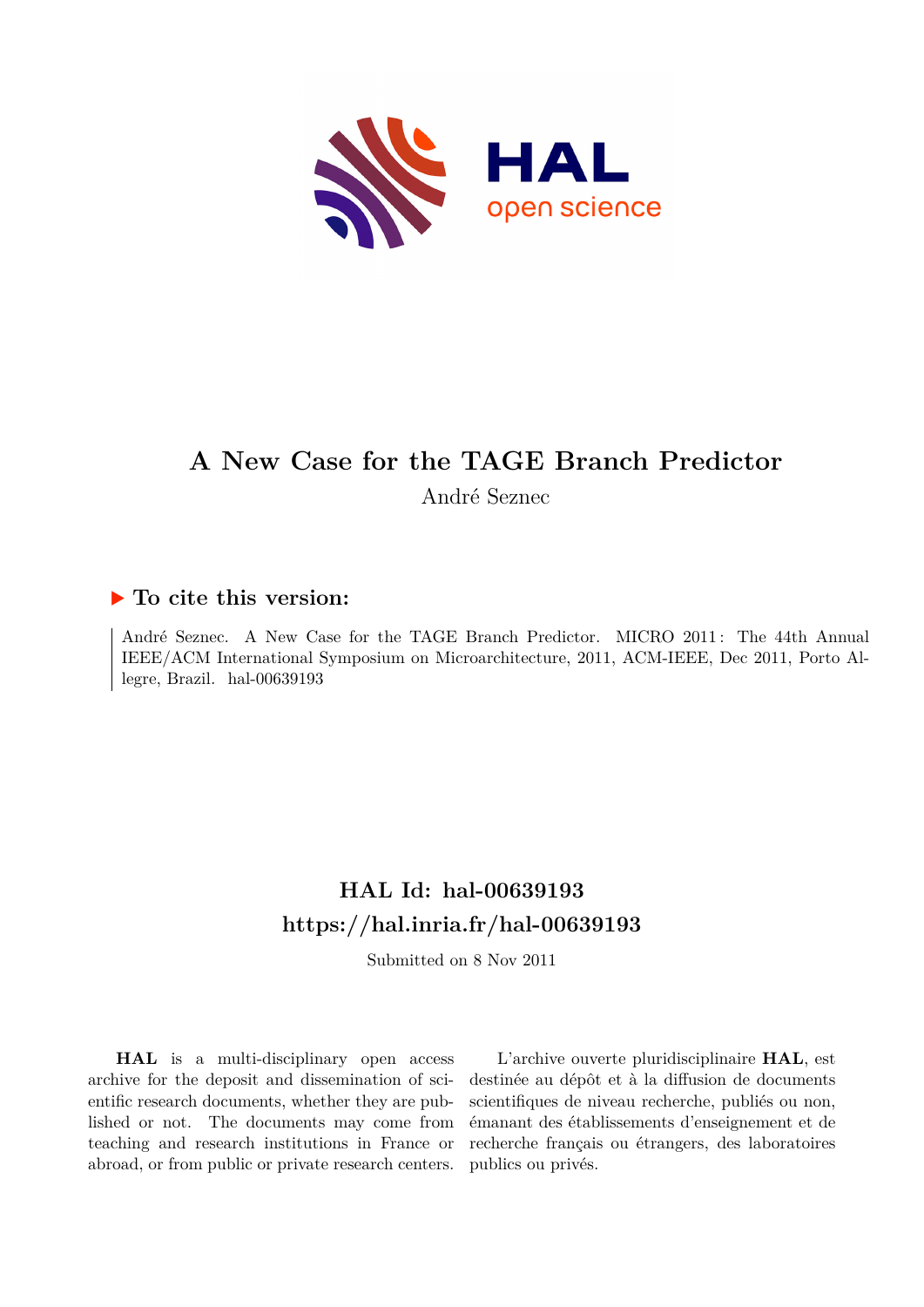# A New Case for the TAGE Branch Predictor

André Seznec

## ▶ To cite this version:

André Seznec. A New Case for the TAGE Branch Predictor. MICRO 2011 : The 44th Annual IEEE/ACM International Symposium on Microarchitecture, 2011, ACM-IEEE, Dec 2011, Porto Alegre, Brazil. hal-00639193

## HAL Id: hal-00639193
## https://hal.inria.fr/hal-00639193

Submitted on 8 Nov 2011

**HAL** is a multi-disciplinary open access archive for the deposit and dissemination of scientific research documents, whether they are published or not. The documents may come from teaching and research institutions in France or abroad, or from public or private research centers.

L'archive ouverte pluridisciplinaire **HAL**, est destinée au dépôt et à la diffusion de documents scientifiques de niveau recherche, publiés ou non, émanant des établissements d'enseignement et de recherche français ou étrangers, des laboratoires publics ou privés.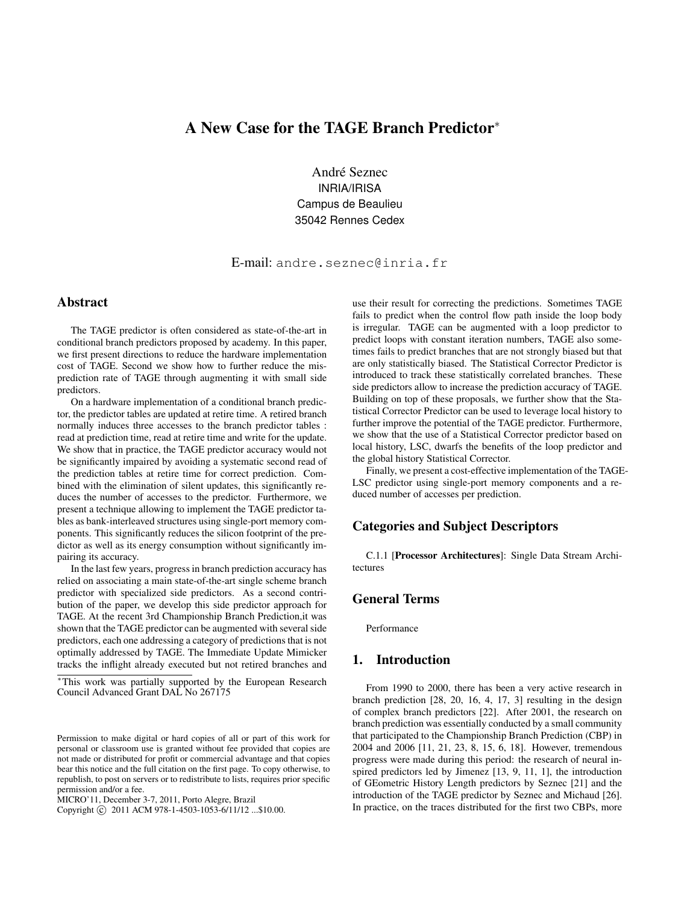# A New Case for the TAGE Branch Predictor*

André Seznec
INRIA/IRISA
Campus de Beaulieu
35042 Rennes Cedex

E-mail: andre.seznec@inria.fr

## Abstract

The TAGE predictor is often considered as state-of-the-art in conditional branch predictors proposed by academy. In this paper, we first present directions to reduce the hardware implementation cost of TAGE. Second we show how to further reduce the misprediction rate of TAGE through augmenting it with small side predictors.

On a hardware implementation of a conditional branch predictor, the predictor tables are updated at retire time. A retired branch normally induces three accesses to the branch predictor tables : read at prediction time, read at retire time and write for the update. We show that in practice, the TAGE predictor accuracy would not be significantly impaired by avoiding a systematic second read of the prediction tables at retire time for correct prediction. Combined with the elimination of silent updates, this significantly reduces the number of accesses to the predictor. Furthermore, we present a technique allowing to implement the TAGE predictor tables as bank-interleaved structures using single-port memory components. This significantly reduces the silicon footprint of the predictor as well as its energy consumption without significantly impairing its accuracy.

In the last few years, progress in branch prediction accuracy has relied on associating a main state-of-the-art single scheme branch predictor with specialized side predictors. As a second contribution of the paper, we develop this side predictor approach for TAGE. At the recent 3rd Championship Branch Prediction,it was shown that the TAGE predictor can be augmented with several side predictors, each one addressing a category of predictions that is not optimally addressed by TAGE. The Immediate Update Mimicker tracks the inflight already executed but not retired branches and use their result for correcting the predictions. Sometimes TAGE fails to predict when the control flow path inside the loop body is irregular. TAGE can be augmented with a loop predictor to predict loops with constant iteration numbers, TAGE also sometimes fails to predict branches that are not strongly biased but that are only statistically biased. The Statistical Corrector Predictor is introduced to track these statistically correlated branches. These side predictors allow to increase the prediction accuracy of TAGE. Building on top of these proposals, we further show that the Statistical Corrector Predictor can be used to leverage local history to further improve the potential of the TAGE predictor. Furthermore, we show that the use of a Statistical Corrector predictor based on local history, LSC, dwarfs the benefits of the loop predictor and the global history Statistical Corrector.

Finally, we present a cost-effective implementation of the TAGE-LSC predictor using single-port memory components and a reduced number of accesses per prediction.

## Categories and Subject Descriptors

C.1.1 [**Processor Architectures**]: Single Data Stream Architectures

## General Terms

Performance

## 1. Introduction

From 1990 to 2000, there has been a very active research in branch prediction [28, 20, 16, 4, 17, 3] resulting in the design of complex branch predictors [22]. After 2001, the research on branch prediction was essentially conducted by a small community that participated to the Championship Branch Prediction (CBP) in 2004 and 2006 [11, 21, 23, 8, 15, 6, 18]. However, tremendous progress were made during this period: the research of neural inspired predictors led by Jimenez [13, 9, 11, 1], the introduction of GEometric History Length predictors by Seznec [21] and the introduction of the TAGE predictor by Seznec and Michaud [26]. In practice, on the traces distributed for the first two CBPs, more

*This work was partially supported by the European Research Council Advanced Grant DAL No 267175

Permission to make digital or hard copies of all or part of this work for personal or classroom use is granted without fee provided that copies are not made or distributed for profit or commercial advantage and that copies bear this notice and the full citation on the first page. To copy otherwise, to republish, to post on servers or to redistribute to lists, requires prior specific permission and/or a fee.
MICRO'11, December 3-7, 2011, Porto Alegre, Brazil
Copyright © 2011 ACM 978-1-4503-1053-6/11/12 ...$10.00.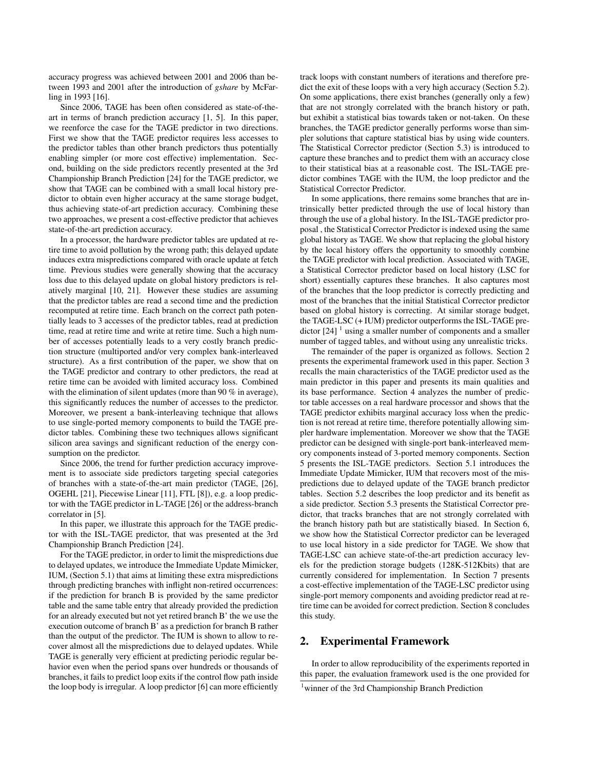accuracy progress was achieved between 2001 and 2006 than between 1993 and 2001 after the introduction of *gshare* by McFarling in 1993 [16].

Since 2006, TAGE has been often considered as state-of-the-art in terms of branch prediction accuracy [1, 5]. In this paper, we reenforce the case for the TAGE predictor in two directions. First we show that the TAGE predictor requires less accesses to the predictor tables than other branch predictors thus potentially enabling simpler (or more cost effective) implementation. Second, building on the side predictors recently presented at the 3rd Championship Branch Prediction [24] for the TAGE predictor, we show that TAGE can be combined with a small local history predictor to obtain even higher accuracy at the same storage budget, thus achieving state-of-art prediction accuracy. Combining these two approaches, we present a cost-effective predictor that achieves state-of-the-art prediction accuracy.

In a processor, the hardware predictor tables are updated at retire time to avoid pollution by the wrong path; this delayed update induces extra mispredictions compared with oracle update at fetch time. Previous studies were generally showing that the accuracy loss due to this delayed update on global history predictors is relatively marginal [10, 21]. However these studies are assuming that the predictor tables are read a second time and the prediction recomputed at retire time. Each branch on the correct path potentially leads to 3 accesses of the predictor tables, read at prediction time, read at retire time and write at retire time. Such a high number of accesses potentially leads to a very costly branch prediction structure (multiported and/or very complex bank-interleaved structure). As a first contribution of the paper, we show that on the TAGE predictor and contrary to other predictors, the read at retire time can be avoided with limited accuracy loss. Combined with the elimination of silent updates (more than 90 % in average), this significantly reduces the number of accesses to the predictor. Moreover, we present a bank-interleaving technique that allows to use single-ported memory components to build the TAGE predictor tables. Combining these two techniques allows significant silicon area savings and significant reduction of the energy consumption on the predictor.

Since 2006, the trend for further prediction accuracy improvement is to associate side predictors targeting special categories of branches with a state-of-the-art main predictor (TAGE, [26], OGEHL [21], Piecewise Linear [11], FTL [8]), e.g. a loop predictor with the TAGE predictor in L-TAGE [26] or the address-branch correlator in [5].

In this paper, we illustrate this approach for the TAGE predictor with the ISL-TAGE predictor, that was presented at the 3rd Championship Branch Prediction [24].

For the TAGE predictor, in order to limit the mispredictions due to delayed updates, we introduce the Immediate Update Mimicker, IUM, (Section 5.1) that aims at limiting these extra mispredictions through predicting branches with inflight non-retired occurrences: if the prediction for branch B is provided by the same predictor table and the same table entry that already provided the prediction for an already executed but not yet retired branch B' the we use the execution outcome of branch B' as a prediction for branch B rather than the output of the predictor. The IUM is shown to allow to recover almost all the mispredictions due to delayed updates. While TAGE is generally very efficient at predicting periodic regular behavior even when the period spans over hundreds or thousands of branches, it fails to predict loop exits if the control flow path inside the loop body is irregular. A loop predictor [6] can more efficiently track loops with constant numbers of iterations and therefore predict the exit of these loops with a very high accuracy (Section 5.2). On some applications, there exist branches (generally only a few) that are not strongly correlated with the branch history or path, but exhibit a statistical bias towards taken or not-taken. On these branches, the TAGE predictor generally performs worse than simpler solutions that capture statistical bias by using wide counters. The Statistical Corrector predictor (Section 5.3) is introduced to capture these branches and to predict them with an accuracy close to their statistical bias at a reasonable cost. The ISL-TAGE predictor combines TAGE with the IUM, the loop predictor and the Statistical Corrector Predictor.

In some applications, there remains some branches that are intrinsically better predicted through the use of local history than through the use of a global history. In the ISL-TAGE predictor proposal , the Statistical Corrector Predictor is indexed using the same global history as TAGE. We show that replacing the global history by the local history offers the opportunity to smoothly combine the TAGE predictor with local prediction. Associated with TAGE, a Statistical Corrector predictor based on local history (LSC for short) essentially captures these branches. It also captures most of the branches that the loop predictor is correctly predicting and most of the branches that the initial Statistical Corrector predictor based on global history is correcting. At similar storage budget, the TAGE-LSC (+ IUM) predictor outperforms the ISL-TAGE predictor [24] [1] using a smaller number of components and a smaller number of tagged tables, and without using any unrealistic tricks.

The remainder of the paper is organized as follows. Section 2 presents the experimental framework used in this paper. Section 3 recalls the main characteristics of the TAGE predictor used as the main predictor in this paper and presents its main qualities and its base performance. Section 4 analyzes the number of predictor table accesses on a real hardware processor and shows that the TAGE predictor exhibits marginal accuracy loss when the prediction is not reread at retire time, therefore potentially allowing simpler hardware implementation. Moreover we show that the TAGE predictor can be designed with single-port bank-interleaved memory components instead of 3-ported memory components. Section 5 presents the ISL-TAGE predictors. Section 5.1 introduces the Immediate Update Mimicker, IUM that recovers most of the mispredictions due to delayed update of the TAGE branch predictor tables. Section 5.2 describes the loop predictor and its benefit as a side predictor. Section 5.3 presents the Statistical Corrector predictor, that tracks branches that are not strongly correlated with the branch history path but are statistically biased. In Section 6, we show how the Statistical Corrector predictor can be leveraged to use local history in a side predictor for TAGE. We show that TAGE-LSC can achieve state-of-the-art prediction accuracy levels for the prediction storage budgets (128K-512Kbits) that are currently considered for implementation. In Section 7 presents a cost-effective implementation of the TAGE-LSC predictor using single-port memory components and avoiding predictor read at retire time can be avoided for correct prediction. Section 8 concludes this study.

## 2. Experimental Framework

In order to allow reproducibility of the experiments reported in this paper, the evaluation framework used is the one provided for

[1] winner of the 3rd Championship Branch Prediction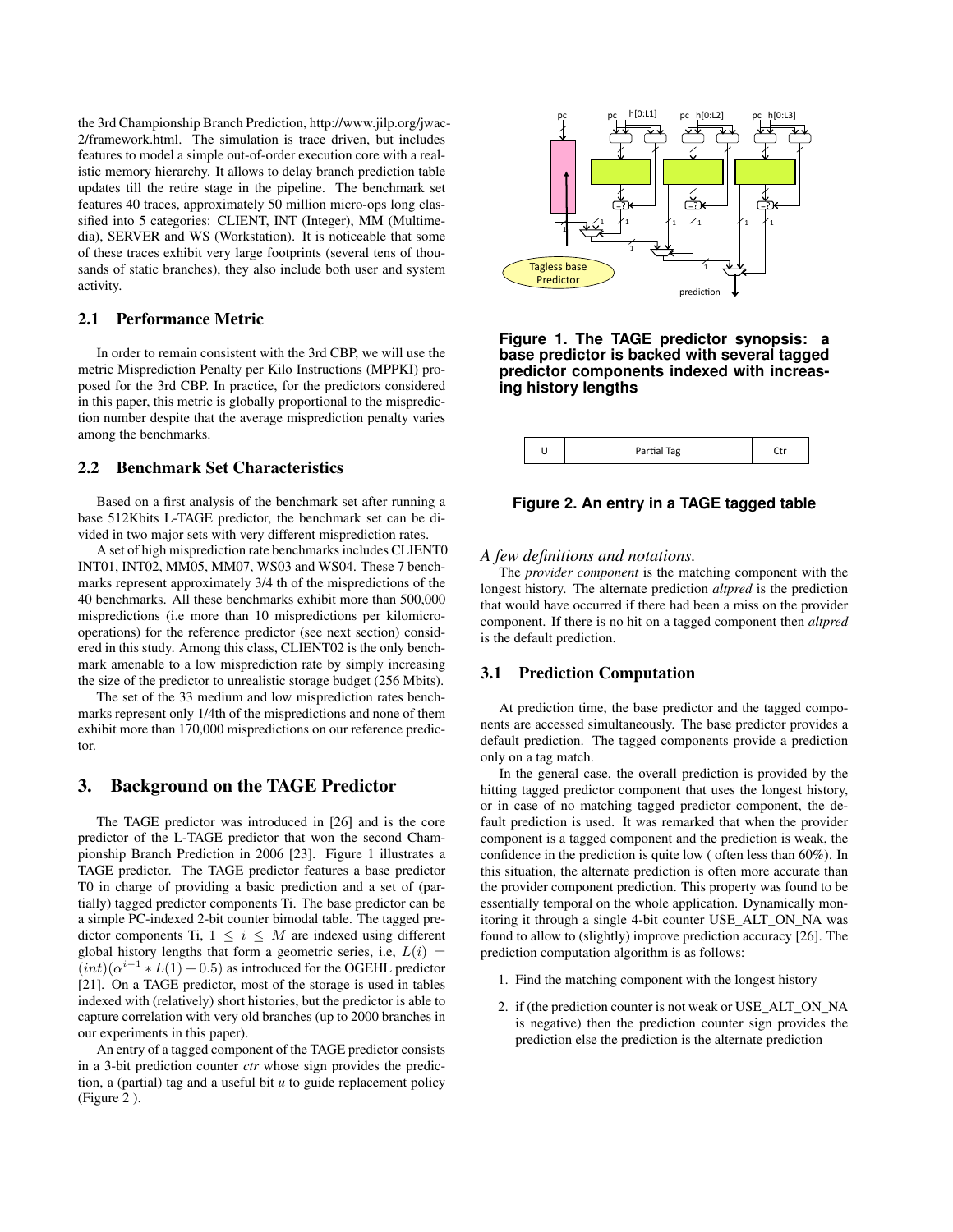the 3rd Championship Branch Prediction, http://www.jilp.org/jwac-2/framework.html. The simulation is trace driven, but includes features to model a simple out-of-order execution core with a realistic memory hierarchy. It allows to delay branch prediction table updates till the retire stage in the pipeline. The benchmark set features 40 traces, approximately 50 million micro-ops long classified into 5 categories: CLIENT, INT (Integer), MM (Multimedia), SERVER and WS (Workstation). It is noticeable that some of these traces exhibit very large footprints (several tens of thousands of static branches), they also include both user and system activity.

### 2.1 Performance Metric

In order to remain consistent with the 3rd CBP, we will use the metric Misprediction Penalty per Kilo Instructions (MPPKI) proposed for the 3rd CBP. In practice, for the predictors considered in this paper, this metric is globally proportional to the misprediction number despite that the average misprediction penalty varies among the benchmarks.

### 2.2 Benchmark Set Characteristics

Based on a first analysis of the benchmark set after running a base 512Kbits L-TAGE predictor, the benchmark set can be divided in two major sets with very different misprediction rates.

A set of high misprediction rate benchmarks includes CLIENT0 INT01, INT02, MM05, MM07, WS03 and WS04. These 7 benchmarks represent approximately 3/4 th of the mispredictions of the 40 benchmarks. All these benchmarks exhibit more than 500,000 mispredictions (i.e more than 10 mispredictions per kilomicro-operations) for the reference predictor (see next section) considered in this study. Among this class, CLIENT02 is the only benchmark amenable to a low misprediction rate by simply increasing the size of the predictor to unrealistic storage budget (256 Mbits).

The set of the 33 medium and low misprediction rates benchmarks represent only 1/4th of the mispredictions and none of them exhibit more than 170,000 mispredictions on our reference predictor.

## 3. Background on the TAGE Predictor

The TAGE predictor was introduced in [26] and is the core predictor of the L-TAGE predictor that won the second Championship Branch Prediction in 2006 [23]. Figure 1 illustrates a TAGE predictor. The TAGE predictor features a base predictor T0 in charge of providing a basic prediction and a set of (partially) tagged predictor components Ti. The base predictor can be a simple PC-indexed 2-bit counter bimodal table. The tagged predictor components Ti, $1 \leq i \leq M$ are indexed using different global history lengths that form a geometric series, i.e, $L(i) = (int)(\alpha^{i-1} * L(1) + 0.5)$ as introduced for the OGEHL predictor [21]. On a TAGE predictor, most of the storage is used in tables indexed with (relatively) short histories, but the predictor is able to capture correlation with very old branches (up to 2000 branches in our experiments in this paper).

An entry of a tagged component of the TAGE predictor consists in a 3-bit prediction counter *ctr* whose sign provides the prediction, a (partial) tag and a useful bit *u* to guide replacement policy (Figure 2 ).

**Figure 1. The TAGE predictor synopsis: a base predictor is backed with several tagged predictor components indexed with increasing history lengths**

| U | Partial Tag | Ctr |
|---|---|---|

**Figure 2. An entry in a TAGE tagged table**

*A few definitions and notations.*
The *provider component* is the matching component with the longest history. The alternate prediction *altpred* is the prediction that would have occurred if there had been a miss on the provider component. If there is no hit on a tagged component then *altpred* is the default prediction.

### 3.1 Prediction Computation

At prediction time, the base predictor and the tagged components are accessed simultaneously. The base predictor provides a default prediction. The tagged components provide a prediction only on a tag match.

In the general case, the overall prediction is provided by the hitting tagged predictor component that uses the longest history, or in case of no matching tagged predictor component, the default prediction is used. It was remarked that when the provider component is a tagged component and the prediction is weak, the confidence in the prediction is quite low ( often less than 60%). In this situation, the alternate prediction is often more accurate than the provider component prediction. This property was found to be essentially temporal on the whole application. Dynamically monitoring it through a single 4-bit counter USE_ALT_ON_NA was found to allow to (slightly) improve prediction accuracy [26]. The prediction computation algorithm is as follows:

1. Find the matching component with the longest history
2. if (the prediction counter is not weak or USE_ALT_ON_NA is negative) then the prediction counter sign provides the prediction else the prediction is the alternate prediction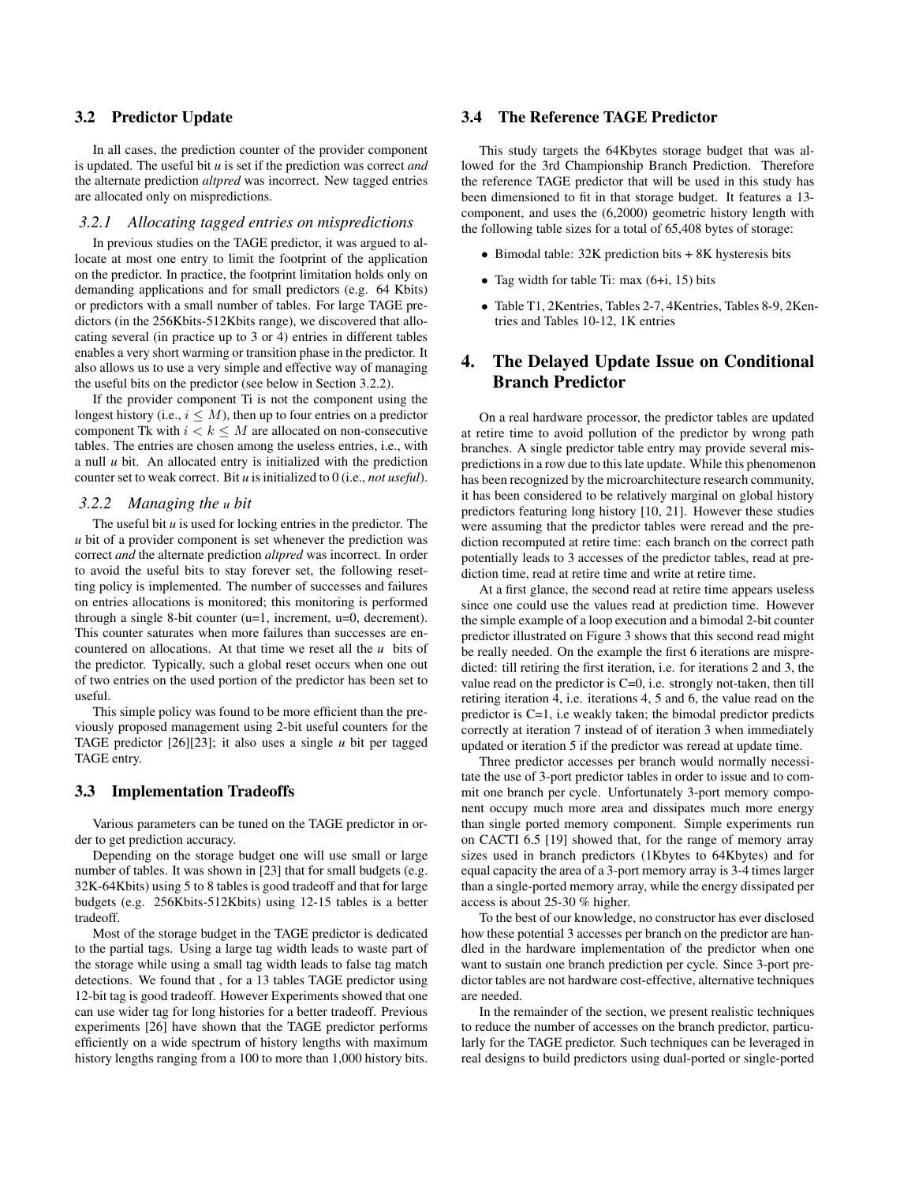### 3.2 Predictor Update

In all cases, the prediction counter of the provider component is updated. The useful bit *u* is set if the prediction was correct *and* the alternate prediction *altpred* was incorrect. New tagged entries are allocated only on mispredictions.

#### *3.2.1 Allocating tagged entries on mispredictions*

In previous studies on the TAGE predictor, it was argued to allocate at most one entry to limit the footprint of the application on the predictor. In practice, the footprint limitation holds only on demanding applications and for small predictors (e.g. 64 Kbits) or predictors with a small number of tables. For large TAGE predictors (in the 256Kbits-512Kbits range), we discovered that allocating several (in practice up to 3 or 4) entries in different tables enables a very short warming or transition phase in the predictor. It also allows us to use a very simple and effective way of managing the useful bits on the predictor (see below in Section 3.2.2).

If the provider component Ti is not the component using the longest history (i.e., $i \leq M$), then up to four entries on a predictor component Tk with $i < k \leq M$ are allocated on non-consecutive tables. The entries are chosen among the useless entries, i.e., with a null *u* bit. An allocated entry is initialized with the prediction counter set to weak correct. Bit *u* is initialized to 0 (i.e., *not useful*).

#### *3.2.2 Managing the u bit*

The useful bit *u* is used for locking entries in the predictor. The *u* bit of a provider component is set whenever the prediction was correct *and* the alternate prediction *altpred* was incorrect. In order to avoid the useful bits to stay forever set, the following resetting policy is implemented. The number of successes and failures on entries allocations is monitored; this monitoring is performed through a single 8-bit counter (u=1, increment, u=0, decrement). This counter saturates when more failures than successes are encountered on allocations. At that time we reset all the *u* bits of the predictor. Typically, such a global reset occurs when one out of two entries on the used portion of the predictor has been set to useful.

This simple policy was found to be more efficient than the previously proposed management using 2-bit useful counters for the TAGE predictor [26][23]; it also uses a single *u* bit per tagged TAGE entry.

### 3.3 Implementation Tradeoffs

Various parameters can be tuned on the TAGE predictor in order to get prediction accuracy.

Depending on the storage budget one will use small or large number of tables. It was shown in [23] that for small budgets (e.g. 32K-64Kbits) using 5 to 8 tables is good tradeoff and that for large budgets (e.g. 256Kbits-512Kbits) using 12-15 tables is a better tradeoff.

Most of the storage budget in the TAGE predictor is dedicated to the partial tags. Using a large tag width leads to waste part of the storage while using a small tag width leads to false tag match detections. We found that , for a 13 tables TAGE predictor using 12-bit tag is good tradeoff. However Experiments showed that one can use wider tag for long histories for a better tradeoff. Previous experiments [26] have shown that the TAGE predictor performs efficiently on a wide spectrum of history lengths with maximum history lengths ranging from a 100 to more than 1,000 history bits.

### 3.4 The Reference TAGE Predictor

This study targets the 64Kbytes storage budget that was allowed for the 3rd Championship Branch Prediction. Therefore the reference TAGE predictor that will be used in this study has been dimensioned to fit in that storage budget. It features a 13-component, and uses the (6,2000) geometric history length with the following table sizes for a total of 65,408 bytes of storage:

- Bimodal table: 32K prediction bits + 8K hysteresis bits
- Tag width for table Ti: max (6+i, 15) bits
- Table T1, 2Kentries, Tables 2-7, 4Kentries, Tables 8-9, 2Kentries and Tables 10-12, 1K entries

## 4. The Delayed Update Issue on Conditional Branch Predictor

On a real hardware processor, the predictor tables are updated at retire time to avoid pollution of the predictor by wrong path branches. A single predictor table entry may provide several mispredictions in a row due to this late update. While this phenomenon has been recognized by the microarchitecture research community, it has been considered to be relatively marginal on global history predictors featuring long history [10, 21]. However these studies were assuming that the predictor tables were reread and the prediction recomputed at retire time: each branch on the correct path potentially leads to 3 accesses of the predictor tables, read at prediction time, read at retire time and write at retire time.

At a first glance, the second read at retire time appears useless since one could use the values read at prediction time. However the simple example of a loop execution and a bimodal 2-bit counter predictor illustrated on Figure 3 shows that this second read might be really needed. On the example the first 6 iterations are mispredicted: till retiring the first iteration, i.e. for iterations 2 and 3, the value read on the predictor is C=0, i.e. strongly not-taken, then till retiring iteration 4, i.e. iterations 4, 5 and 6, the value read on the predictor is C=1, i.e weakly taken; the bimodal predictor predicts correctly at iteration 7 instead of of iteration 3 when immediately updated or iteration 5 if the predictor was reread at update time.

Three predictor accesses per branch would normally necessitate the use of 3-port predictor tables in order to issue and to commit one branch per cycle. Unfortunately 3-port memory component occupy much more area and dissipates much more energy than single ported memory component. Simple experiments run on CACTI 6.5 [19] showed that, for the range of memory array sizes used in branch predictors (1Kbytes to 64Kbytes) and for equal capacity the area of a 3-port memory array is 3-4 times larger than a single-ported memory array, while the energy dissipated per access is about 25-30 % higher.

To the best of our knowledge, no constructor has ever disclosed how these potential 3 accesses per branch on the predictor are handled in the hardware implementation of the predictor when one want to sustain one branch prediction per cycle. Since 3-port predictor tables are not hardware cost-effective, alternative techniques are needed.

In the remainder of the section, we present realistic techniques to reduce the number of accesses on the branch predictor, particularly for the TAGE predictor. Such techniques can be leveraged in real designs to build predictors using dual-ported or single-ported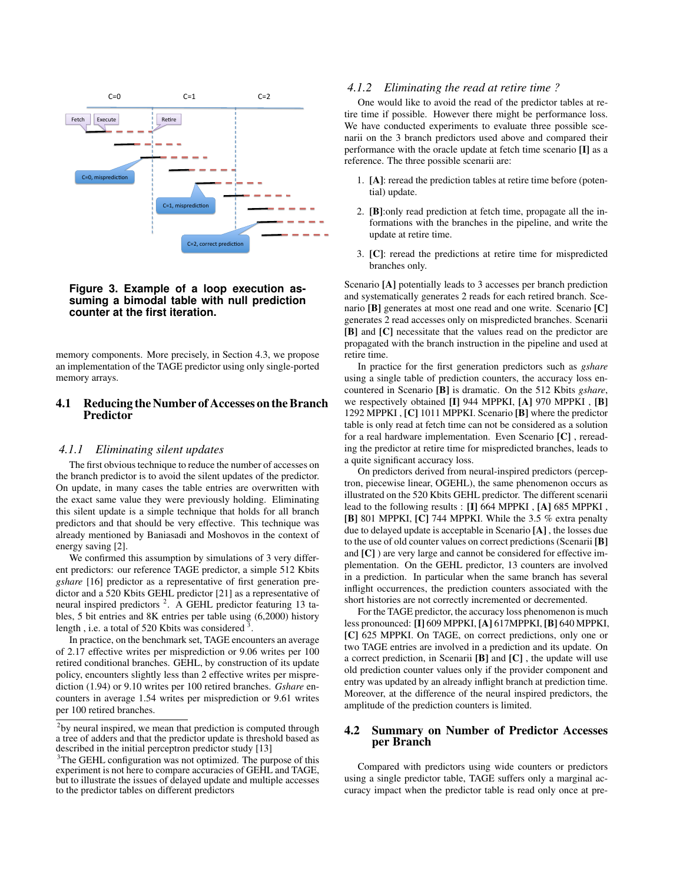**Figure 3. Example of a loop execution assuming a bimodal table with null prediction counter at the first iteration.**

memory components. More precisely, in Section 4.3, we propose an implementation of the TAGE predictor using only single-ported memory arrays.

## 4.1 Reducing the Number of Accesses on the Branch Predictor

### 4.1.1 Eliminating silent updates

The first obvious technique to reduce the number of accesses on the branch predictor is to avoid the silent updates of the predictor. On update, in many cases the table entries are overwritten with the exact same value they were previously holding. Eliminating this silent update is a simple technique that holds for all branch predictors and that should be very effective. This technique was already mentioned by Baniasadi and Moshovos in the context of energy saving [2].

We confirmed this assumption by simulations of 3 very different predictors: our reference TAGE predictor, a simple 512 Kbits *gshare* [16] predictor as a representative of first generation predictor and a 520 Kbits GEHL predictor [21] as a representative of neural inspired predictors [2]. A GEHL predictor featuring 13 tables, 5 bit entries and 8K entries per table using (6,2000) history length , i.e. a total of 520 Kbits was considered [3].

In practice, on the benchmark set, TAGE encounters an average of 2.17 effective writes per misprediction or 9.06 writes per 100 retired conditional branches. GEHL, by construction of its update policy, encounters slightly less than 2 effective writes per misprediction (1.94) or 9.10 writes per 100 retired branches. *Gshare* encounters in average 1.54 writes per misprediction or 9.61 writes per 100 retired branches.

[2] by neural inspired, we mean that prediction is computed through a tree of adders and that the predictor update is threshold based as described in the initial perceptron predictor study [13]

[3] The GEHL configuration was not optimized. The purpose of this experiment is not here to compare accuracies of GEHL and TAGE, but to illustrate the issues of delayed update and multiple accesses to the predictor tables on different predictors

### 4.1.2 Eliminating the read at retire time ?

One would like to avoid the read of the predictor tables at retire time if possible. However there might be performance loss. We have conducted experiments to evaluate three possible scenarii on the 3 branch predictors used above and compared their performance with the oracle update at fetch time scenario **[I]** as a reference. The three possible scenarii are:

1. **[A]**: reread the prediction tables at retire time before (potential) update.
2. **[B]**:only read prediction at fetch time, propagate all the informations with the branches in the pipeline, and write the update at retire time.
3. **[C]**: reread the predictions at retire time for mispredicted branches only.

Scenario **[A]** potentially leads to 3 accesses per branch prediction and systematically generates 2 reads for each retired branch. Scenario **[B]** generates at most one read and one write. Scenario **[C]** generates 2 read accesses only on mispredicted branches. Scenarii **[B]** and **[C]** necessitate that the values read on the predictor are propagated with the branch instruction in the pipeline and used at retire time.

In practice for the first generation predictors such as *gshare* using a single table of prediction counters, the accuracy loss encountered in Scenario **[B]** is dramatic. On the 512 Kbits *gshare*, we respectively obtained **[I]** 944 MPPKI, **[A]** 970 MPPKI , **[B]** 1292 MPPKI , **[C]** 1011 MPPKI. Scenario **[B]** where the predictor table is only read at fetch time can not be considered as a solution for a real hardware implementation. Even Scenario **[C]** , rereading the predictor at retire time for mispredicted branches, leads to a quite significant accuracy loss.

On predictors derived from neural-inspired predictors (perceptron, piecewise linear, OGEHL), the same phenomenon occurs as illustrated on the 520 Kbits GEHL predictor. The different scenarii lead to the following results : **[I]** 664 MPPKI , **[A]** 685 MPPKI , **[B]** 801 MPPKI, **[C]** 744 MPPKI. While the 3.5 % extra penalty due to delayed update is acceptable in Scenario **[A]** , the losses due to the use of old counter values on correct predictions (Scenarii **[B]** and **[C]** ) are very large and cannot be considered for effective implementation. On the GEHL predictor, 13 counters are involved in a prediction. In particular when the same branch has several inflight occurrences, the prediction counters associated with the short histories are not correctly incremented or decremented.

For the TAGE predictor, the accuracy loss phenomenon is much less pronounced: **[I]** 609 MPPKI, **[A]** 617MPPKI, **[B]** 640 MPPKI, **[C]** 625 MPPKI. On TAGE, on correct predictions, only one or two TAGE entries are involved in a prediction and its update. On a correct prediction, in Scenarii **[B]** and **[C]** , the update will use old prediction counter values only if the provider component and entry was updated by an already inflight branch at prediction time. Moreover, at the difference of the neural inspired predictors, the amplitude of the prediction counters is limited.

## 4.2 Summary on Number of Predictor Accesses per Branch

Compared with predictors using wide counters or predictors using a single predictor table, TAGE suffers only a marginal accuracy impact when the predictor table is read only once at pre-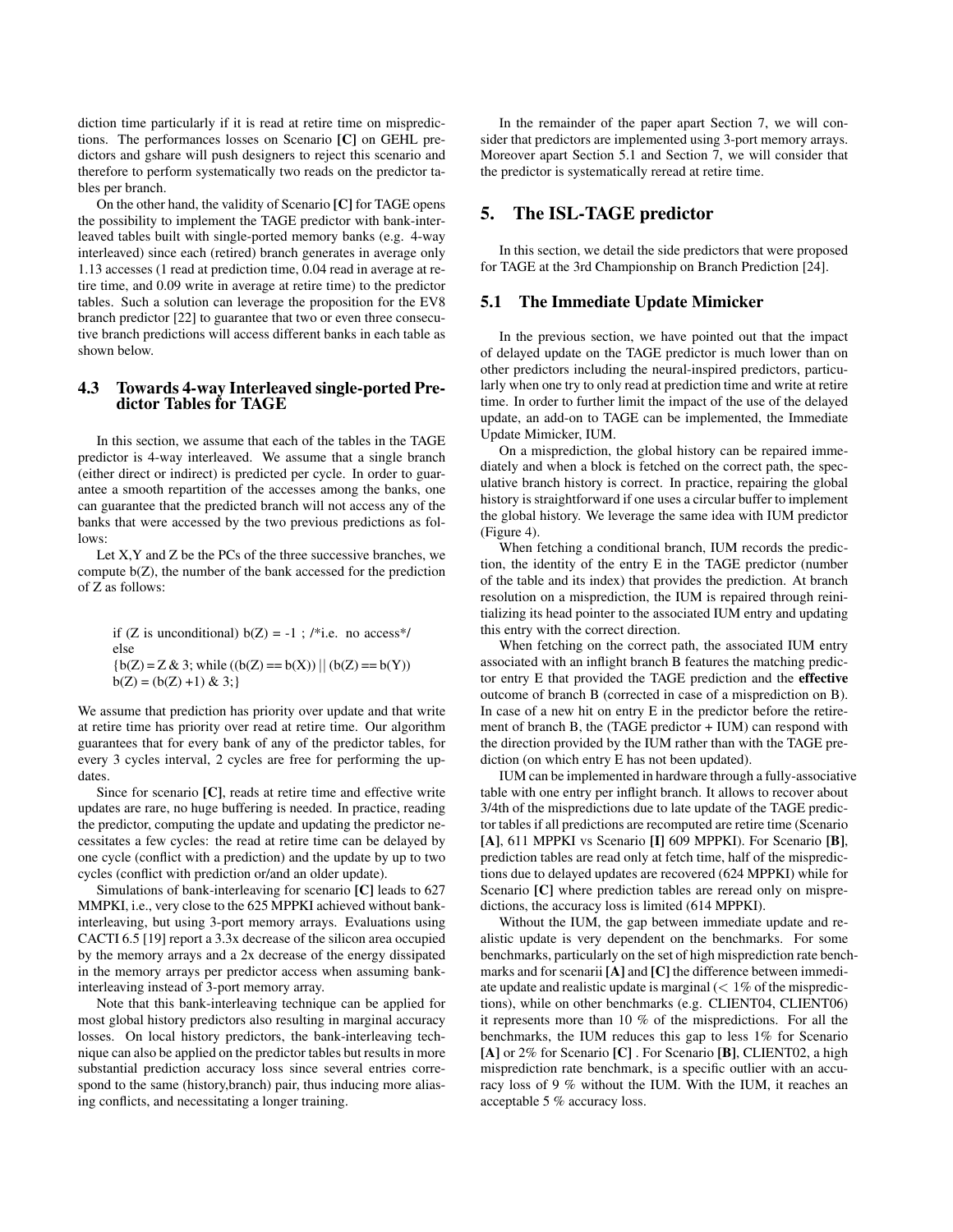diction time particularly if it is read at retire time on mispredictions. The performances losses on Scenario **[C]** on GEHL predictors and gshare will push designers to reject this scenario and therefore to perform systematically two reads on the predictor tables per branch.

On the other hand, the validity of Scenario **[C]** for TAGE opens the possibility to implement the TAGE predictor with bank-interleaved tables built with single-ported memory banks (e.g. 4-way interleaved) since each (retired) branch generates in average only 1.13 accesses (1 read at prediction time, 0.04 read in average at retire time, and 0.09 write in average at retire time) to the predictor tables. Such a solution can leverage the proposition for the EV8 branch predictor [22] to guarantee that two or even three consecutive branch predictions will access different banks in each table as shown below.

### 4.3 Towards 4-way Interleaved single-ported Predictor Tables for TAGE

In this section, we assume that each of the tables in the TAGE predictor is 4-way interleaved. We assume that a single branch (either direct or indirect) is predicted per cycle. In order to guarantee a smooth repartition of the accesses among the banks, one can guarantee that the predicted branch will not access any of the banks that were accessed by the two previous predictions as follows:

Let X,Y and Z be the PCs of the three successive branches, we compute b(Z), the number of the bank accessed for the prediction of Z as follows:

```
if (Z is unconditional) b(Z) = -1 ; /*i.e. no access*/
else
{b(Z) = Z & 3; while ((b(Z) == b(X)) || (b(Z) == b(Y))
b(Z) = (b(Z) +1) & 3;}
```

We assume that prediction has priority over update and that write at retire time has priority over read at retire time. Our algorithm guarantees that for every bank of any of the predictor tables, for every 3 cycles interval, 2 cycles are free for performing the updates.

Since for scenario **[C]**, reads at retire time and effective write updates are rare, no huge buffering is needed. In practice, reading the predictor, computing the update and updating the predictor necessitates a few cycles: the read at retire time can be delayed by one cycle (conflict with a prediction) and the update by up to two cycles (conflict with prediction or/and an older update).

Simulations of bank-interleaving for scenario **[C]** leads to 627 MMPKI, i.e., very close to the 625 MPPKI achieved without bank-interleaving, but using 3-port memory arrays. Evaluations using CACTI 6.5 [19] report a 3.3x decrease of the silicon area occupied by the memory arrays and a 2x decrease of the energy dissipated in the memory arrays per predictor access when assuming bank-interleaving instead of 3-port memory array.

Note that this bank-interleaving technique can be applied for most global history predictors also resulting in marginal accuracy losses. On local history predictors, the bank-interleaving technique can also be applied on the predictor tables but results in more substantial prediction accuracy loss since several entries correspond to the same (history,branch) pair, thus inducing more aliasing conflicts, and necessitating a longer training.

In the remainder of the paper apart Section 7, we will consider that predictors are implemented using 3-port memory arrays. Moreover apart Section 5.1 and Section 7, we will consider that the predictor is systematically reread at retire time.

## 5. The ISL-TAGE predictor

In this section, we detail the side predictors that were proposed for TAGE at the 3rd Championship on Branch Prediction [24].

### 5.1 The Immediate Update Mimicker

In the previous section, we have pointed out that the impact of delayed update on the TAGE predictor is much lower than on other predictors including the neural-inspired predictors, particularly when one try to only read at prediction time and write at retire time. In order to further limit the impact of the use of the delayed update, an add-on to TAGE can be implemented, the Immediate Update Mimicker, IUM.

On a misprediction, the global history can be repaired immediately and when a block is fetched on the correct path, the speculative branch history is correct. In practice, repairing the global history is straightforward if one uses a circular buffer to implement the global history. We leverage the same idea with IUM predictor (Figure 4).

When fetching a conditional branch, IUM records the prediction, the identity of the entry E in the TAGE predictor (number of the table and its index) that provides the prediction. At branch resolution on a misprediction, the IUM is repaired through reinitializing its head pointer to the associated IUM entry and updating this entry with the correct direction.

When fetching on the correct path, the associated IUM entry associated with an inflight branch B features the matching predictor entry E that provided the TAGE prediction and the **effective** outcome of branch B (corrected in case of a misprediction on B). In case of a new hit on entry E in the predictor before the retirement of branch B, the (TAGE predictor + IUM) can respond with the direction provided by the IUM rather than with the TAGE prediction (on which entry E has not been updated).

IUM can be implemented in hardware through a fully-associative table with one entry per inflight branch. It allows to recover about 3/4th of the mispredictions due to late update of the TAGE predictor tables if all predictions are recomputed are retire time (Scenario **[A]**, 611 MPPKI vs Scenario **[I]** 609 MPPKI). For Scenario **[B]**, prediction tables are read only at fetch time, half of the mispredictions due to delayed updates are recovered (624 MPPKI) while for Scenario **[C]** where prediction tables are reread only on mispredictions, the accuracy loss is limited (614 MPPKI).

Without the IUM, the gap between immediate update and realistic update is very dependent on the benchmarks. For some benchmarks, particularly on the set of high misprediction rate benchmarks and for scenarii **[A]** and **[C]** the difference between immediate update and realistic update is marginal ($<$ 1% of the mispredictions), while on other benchmarks (e.g. CLIENT04, CLIENT06) it represents more than 10 % of the mispredictions. For all the benchmarks, the IUM reduces this gap to less 1% for Scenario **[A]** or 2% for Scenario **[C]** . For Scenario **[B]**, CLIENT02, a high misprediction rate benchmark, is a specific outlier with an accuracy loss of 9 % without the IUM. With the IUM, it reaches an acceptable 5 % accuracy loss.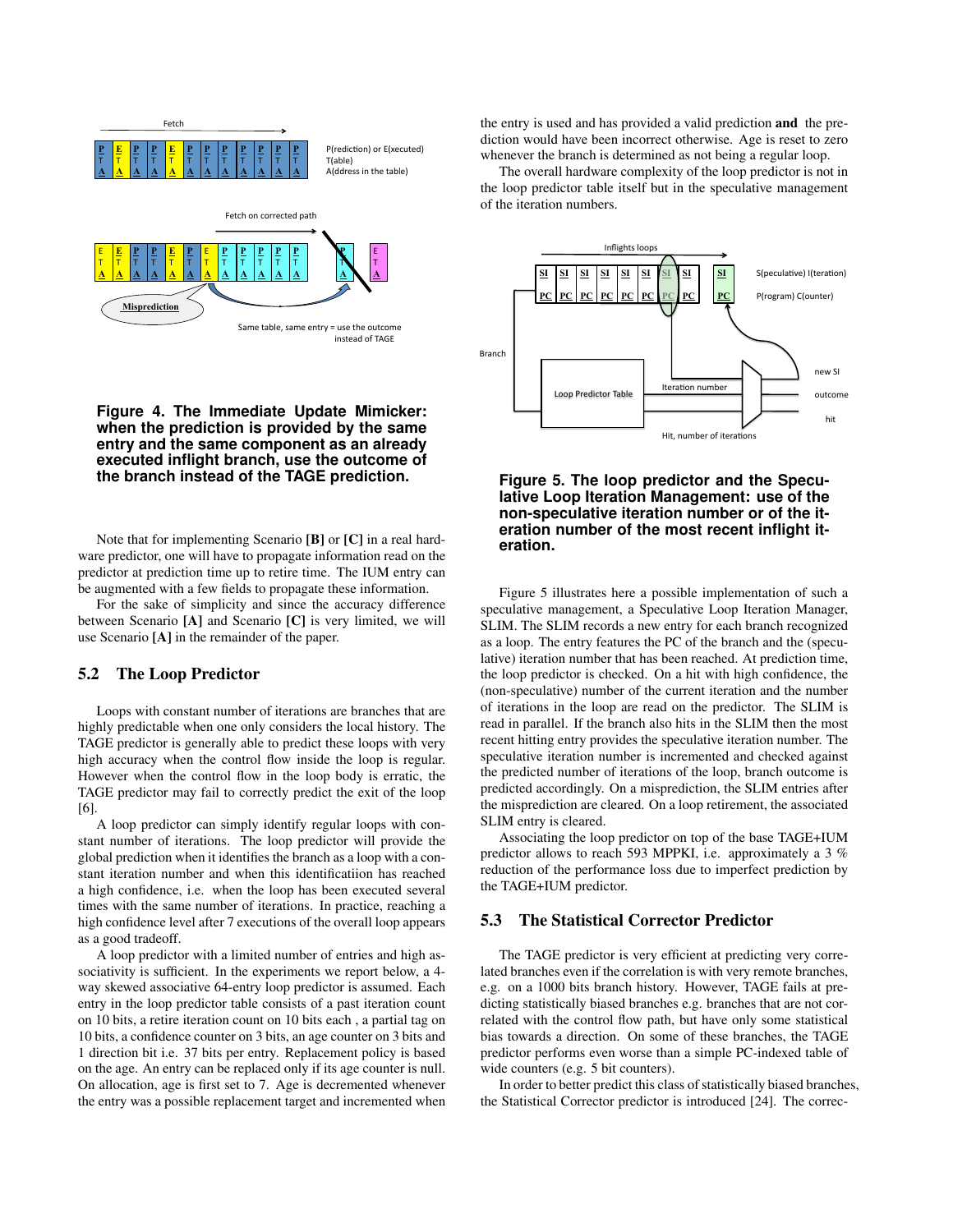**Figure 4. The Immediate Update Mimicker: when the prediction is provided by the same entry and the same component as an already executed inflight branch, use the outcome of the branch instead of the TAGE prediction.**

Note that for implementing Scenario **[B]** or **[C]** in a real hardware predictor, one will have to propagate information read on the predictor at prediction time up to retire time. The IUM entry can be augmented with a few fields to propagate these information.

For the sake of simplicity and since the accuracy difference between Scenario **[A]** and Scenario **[C]** is very limited, we will use Scenario **[A]** in the remainder of the paper.

## 5.2 The Loop Predictor

Loops with constant number of iterations are branches that are highly predictable when one only considers the local history. The TAGE predictor is generally able to predict these loops with very high accuracy when the control flow inside the loop is regular. However when the control flow in the loop body is erratic, the TAGE predictor may fail to correctly predict the exit of the loop [6].

A loop predictor can simply identify regular loops with constant number of iterations. The loop predictor will provide the global prediction when it identifies the branch as a loop with a constant iteration number and when this identificatiion has reached a high confidence, i.e. when the loop has been executed several times with the same number of iterations. In practice, reaching a high confidence level after 7 executions of the overall loop appears as a good tradeoff.

A loop predictor with a limited number of entries and high associativity is sufficient. In the experiments we report below, a 4-way skewed associative 64-entry loop predictor is assumed. Each entry in the loop predictor table consists of a past iteration count on 10 bits, a retire iteration count on 10 bits each , a partial tag on 10 bits, a confidence counter on 3 bits, an age counter on 3 bits and 1 direction bit i.e. 37 bits per entry. Replacement policy is based on the age. An entry can be replaced only if its age counter is null. On allocation, age is first set to 7. Age is decremented whenever the entry was a possible replacement target and incremented when the entry is used and has provided a valid prediction **and** the prediction would have been incorrect otherwise. Age is reset to zero whenever the branch is determined as not being a regular loop.

The overall hardware complexity of the loop predictor is not in the loop predictor table itself but in the speculative management of the iteration numbers.

**Figure 5. The loop predictor and the Speculative Loop Iteration Management: use of the non-speculative iteration number or of the iteration number of the most recent inflight iteration.**

Figure 5 illustrates here a possible implementation of such a speculative management, a Speculative Loop Iteration Manager, SLIM. The SLIM records a new entry for each branch recognized as a loop. The entry features the PC of the branch and the (speculative) iteration number that has been reached. At prediction time, the loop predictor is checked. On a hit with high confidence, the (non-speculative) number of the current iteration and the number of iterations in the loop are read on the predictor. The SLIM is read in parallel. If the branch also hits in the SLIM then the most recent hitting entry provides the speculative iteration number. The speculative iteration number is incremented and checked against the predicted number of iterations of the loop, branch outcome is predicted accordingly. On a misprediction, the SLIM entries after the misprediction are cleared. On a loop retirement, the associated SLIM entry is cleared.

Associating the loop predictor on top of the base TAGE+IUM predictor allows to reach 593 MPPKI, i.e. approximately a 3 % reduction of the performance loss due to imperfect prediction by the TAGE+IUM predictor.

## 5.3 The Statistical Corrector Predictor

The TAGE predictor is very efficient at predicting very correlated branches even if the correlation is with very remote branches, e.g. on a 1000 bits branch history. However, TAGE fails at predicting statistically biased branches e.g. branches that are not correlated with the control flow path, but have only some statistical bias towards a direction. On some of these branches, the TAGE predictor performs even worse than a simple PC-indexed table of wide counters (e.g. 5 bit counters).

In order to better predict this class of statistically biased branches, the Statistical Corrector predictor is introduced [24]. The correc-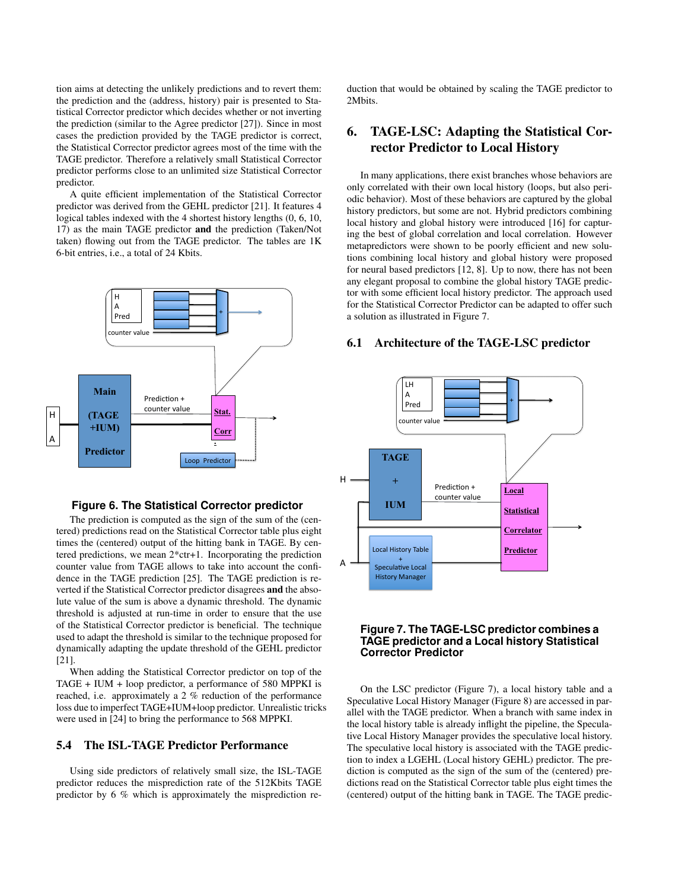tion aims at detecting the unlikely predictions and to revert them: the prediction and the (address, history) pair is presented to Statistical Corrector predictor which decides whether or not inverting the prediction (similar to the Agree predictor [27]). Since in most cases the prediction provided by the TAGE predictor is correct, the Statistical Corrector predictor agrees most of the time with the TAGE predictor. Therefore a relatively small Statistical Corrector predictor performs close to an unlimited size Statistical Corrector predictor.

A quite efficient implementation of the Statistical Corrector predictor was derived from the GEHL predictor [21]. It features 4 logical tables indexed with the 4 shortest history lengths (0, 6, 10, 17) as the main TAGE predictor **and** the prediction (Taken/Not taken) flowing out from the TAGE predictor. The tables are 1K 6-bit entries, i.e., a total of 24 Kbits.

**Figure 6. The Statistical Corrector predictor**

The prediction is computed as the sign of the sum of the (centered) predictions read on the Statistical Corrector table plus eight times the (centered) output of the hitting bank in TAGE. By centered predictions, we mean 2*ctr+1. Incorporating the prediction counter value from TAGE allows to take into account the confidence in the TAGE prediction [25]. The TAGE prediction is reverted if the Statistical Corrector predictor disagrees **and** the absolute value of the sum is above a dynamic threshold. The dynamic threshold is adjusted at run-time in order to ensure that the use of the Statistical Corrector predictor is beneficial. The technique used to adapt the threshold is similar to the technique proposed for dynamically adapting the update threshold of the GEHL predictor [21].

When adding the Statistical Corrector predictor on top of the TAGE + IUM + loop predictor, a performance of 580 MPPKI is reached, i.e. approximately a 2 % reduction of the performance loss due to imperfect TAGE+IUM+loop predictor. Unrealistic tricks were used in [24] to bring the performance to 568 MPPKI.

### 5.4 The ISL-TAGE Predictor Performance

Using side predictors of relatively small size, the ISL-TAGE predictor reduces the misprediction rate of the 512Kbits TAGE predictor by 6 % which is approximately the misprediction reduction that would be obtained by scaling the TAGE predictor to 2Mbits.

## 6. TAGE-LSC: Adapting the Statistical Corrector Predictor to Local History

In many applications, there exist branches whose behaviors are only correlated with their own local history (loops, but also periodic behavior). Most of these behaviors are captured by the global history predictors, but some are not. Hybrid predictors combining local history and global history were introduced [16] for capturing the best of global correlation and local correlation. However metapredictors were shown to be poorly efficient and new solutions combining local history and global history were proposed for neural based predictors [12, 8]. Up to now, there has not been any elegant proposal to combine the global history TAGE predictor with some efficient local history predictor. The approach used for the Statistical Corrector Predictor can be adapted to offer such a solution as illustrated in Figure 7.

### 6.1 Architecture of the TAGE-LSC predictor

**Figure 7. The TAGE-LSC predictor combines a TAGE predictor and a Local history Statistical Corrector Predictor**

On the LSC predictor (Figure 7), a local history table and a Speculative Local History Manager (Figure 8) are accessed in parallel with the TAGE predictor. When a branch with same index in the local history table is already inflight the pipeline, the Speculative Local History Manager provides the speculative local history. The speculative local history is associated with the TAGE prediction to index a LGEHL (Local history GEHL) predictor. The prediction is computed as the sign of the sum of the (centered) predictions read on the Statistical Corrector table plus eight times the (centered) output of the hitting bank in TAGE. The TAGE predic-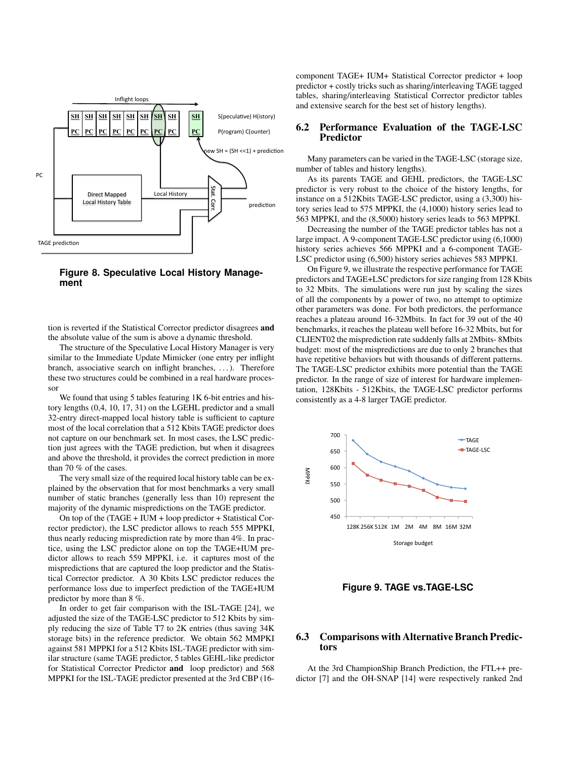**Figure 8. Speculative Local History Management**

tion is reverted if the Statistical Corrector predictor disagrees **and** the absolute value of the sum is above a dynamic threshold.

The structure of the Speculative Local History Manager is very similar to the Immediate Update Mimicker (one entry per inflight branch, associative search on inflight branches, . . . ). Therefore these two structures could be combined in a real hardware processor

We found that using 5 tables featuring 1K 6-bit entries and history lengths (0,4, 10, 17, 31) on the LGEHL predictor and a small 32-entry direct-mapped local history table is sufficient to capture most of the local correlation that a 512 Kbits TAGE predictor does not capture on our benchmark set. In most cases, the LSC prediction just agrees with the TAGE prediction, but when it disagrees and above the threshold, it provides the correct prediction in more than 70 % of the cases.

The very small size of the required local history table can be explained by the observation that for most benchmarks a very small number of static branches (generally less than 10) represent the majority of the dynamic mispredictions on the TAGE predictor.

On top of the (TAGE + IUM + loop predictor + Statistical Corrector predictor), the LSC predictor allows to reach 555 MPPKI, thus nearly reducing misprediction rate by more than 4%. In practice, using the LSC predictor alone on top the TAGE+IUM predictor allows to reach 559 MPPKI, i.e. it captures most of the mispredictions that are captured the loop predictor and the Statistical Corrector predictor. A 30 Kbits LSC predictor reduces the performance loss due to imperfect prediction of the TAGE+IUM predictor by more than 8 %.

In order to get fair comparison with the ISL-TAGE [24], we adjusted the size of the TAGE-LSC predictor to 512 Kbits by simply reducing the size of Table T7 to 2K entries (thus saving 34K storage bits) in the reference predictor. We obtain 562 MMPKI against 581 MPPKI for a 512 Kbits ISL-TAGE predictor with similar structure (same TAGE predictor, 5 tables GEHL-like predictor for Statistical Corrector Predictor **and** loop predictor) and 568 MPPKI for the ISL-TAGE predictor presented at the 3rd CBP (16-component TAGE+ IUM+ Statistical Corrector predictor + loop predictor + costly tricks such as sharing/interleaving TAGE tagged tables, sharing/interleaving Statistical Corrector predictor tables and extensive search for the best set of history lengths).

## 6.2 Performance Evaluation of the TAGE-LSC Predictor

Many parameters can be varied in the TAGE-LSC (storage size, number of tables and history lengths).

As its parents TAGE and GEHL predictors, the TAGE-LSC predictor is very robust to the choice of the history lengths, for instance on a 512Kbits TAGE-LSC predictor, using a (3,300) history series lead to 575 MPPKI, the (4,1000) history series lead to 563 MPPKI, and the (8,5000) history series leads to 563 MPPKI.

Decreasing the number of the TAGE predictor tables has not a large impact. A 9-component TAGE-LSC predictor using (6,1000) history series achieves 566 MPPKI and a 6-component TAGE-LSC predictor using (6,500) history series achieves 583 MPPKI.

On Figure 9, we illustrate the respective performance for TAGE predictors and TAGE+LSC predictors for size ranging from 128 Kbits to 32 Mbits. The simulations were run just by scaling the sizes of all the components by a power of two, no attempt to optimize other parameters was done. For both predictors, the performance reaches a plateau around 16-32Mbits. In fact for 39 out of the 40 benchmarks, it reaches the plateau well before 16-32 Mbits, but for CLIENT02 the misprediction rate suddenly falls at 2Mbits- 8Mbits budget: most of the mispredictions are due to only 2 branches that have repetitive behaviors but with thousands of different patterns. The TAGE-LSC predictor exhibits more potential than the TAGE predictor. In the range of size of interest for hardware implementation, 128Kbits - 512Kbits, the TAGE-LSC predictor performs consistently as a 4-8 larger TAGE predictor.

**Figure 9. TAGE vs.TAGE-LSC**

## 6.3 Comparisons with Alternative Branch Predictors

At the 3rd ChampionShip Branch Prediction, the FTL++ predictor [7] and the OH-SNAP [14] were respectively ranked 2nd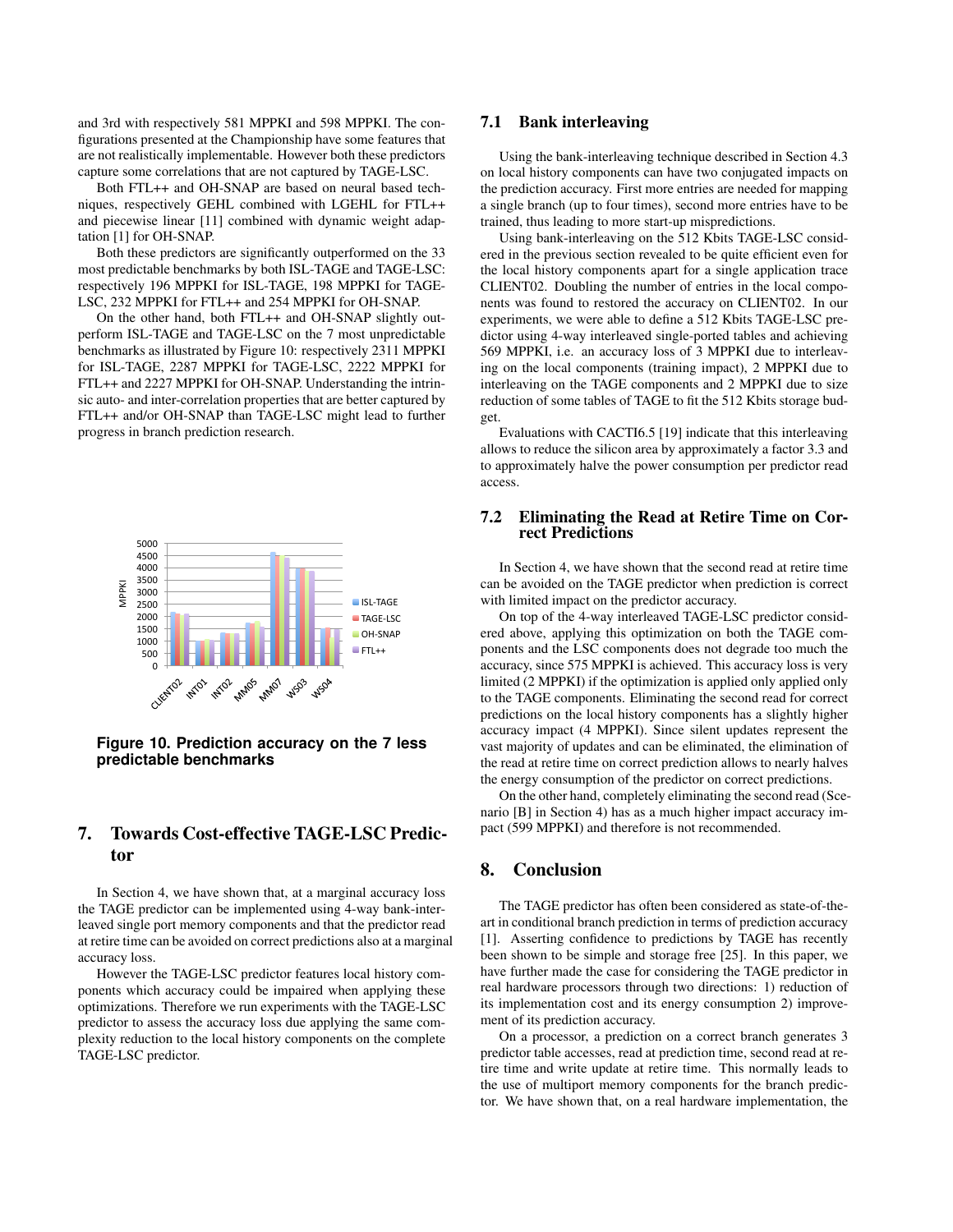and 3rd with respectively 581 MPPKI and 598 MPPKI. The configurations presented at the Championship have some features that are not realistically implementable. However both these predictors capture some correlations that are not captured by TAGE-LSC.

Both FTL++ and OH-SNAP are based on neural based techniques, respectively GEHL combined with LGEHL for FTL++ and piecewise linear [11] combined with dynamic weight adaptation [1] for OH-SNAP.

Both these predictors are significantly outperformed on the 33 most predictable benchmarks by both ISL-TAGE and TAGE-LSC: respectively 196 MPPKI for ISL-TAGE, 198 MPPKI for TAGE-LSC, 232 MPPKI for FTL++ and 254 MPPKI for OH-SNAP.

On the other hand, both FTL++ and OH-SNAP slightly outperform ISL-TAGE and TAGE-LSC on the 7 most unpredictable benchmarks as illustrated by Figure 10: respectively 2311 MPPKI for ISL-TAGE, 2287 MPPKI for TAGE-LSC, 2222 MPPKI for FTL++ and 2227 MPPKI for OH-SNAP. Understanding the intrinsic auto- and inter-correlation properties that are better captured by FTL++ and/or OH-SNAP than TAGE-LSC might lead to further progress in branch prediction research.

**Figure 10. Prediction accuracy on the 7 less predictable benchmarks**

## 7. Towards Cost-effective TAGE-LSC Predictor

In Section 4, we have shown that, at a marginal accuracy loss the TAGE predictor can be implemented using 4-way bank-interleaved single port memory components and that the predictor read at retire time can be avoided on correct predictions also at a marginal accuracy loss.

However the TAGE-LSC predictor features local history components which accuracy could be impaired when applying these optimizations. Therefore we run experiments with the TAGE-LSC predictor to assess the accuracy loss due applying the same complexity reduction to the local history components on the complete TAGE-LSC predictor.

### 7.1 Bank interleaving

Using the bank-interleaving technique described in Section 4.3 on local history components can have two conjugated impacts on the prediction accuracy. First more entries are needed for mapping a single branch (up to four times), second more entries have to be trained, thus leading to more start-up mispredictions.

Using bank-interleaving on the 512 Kbits TAGE-LSC considered in the previous section revealed to be quite efficient even for the local history components apart for a single application trace CLIENT02. Doubling the number of entries in the local components was found to restored the accuracy on CLIENT02. In our experiments, we were able to define a 512 Kbits TAGE-LSC predictor using 4-way interleaved single-ported tables and achieving 569 MPPKI, i.e. an accuracy loss of 3 MPPKI due to interleaving on the local components (training impact), 2 MPPKI due to interleaving on the TAGE components and 2 MPPKI due to size reduction of some tables of TAGE to fit the 512 Kbits storage budget.

Evaluations with CACTI6.5 [19] indicate that this interleaving allows to reduce the silicon area by approximately a factor 3.3 and to approximately halve the power consumption per predictor read access.

### 7.2 Eliminating the Read at Retire Time on Correct Predictions

In Section 4, we have shown that the second read at retire time can be avoided on the TAGE predictor when prediction is correct with limited impact on the predictor accuracy.

On top of the 4-way interleaved TAGE-LSC predictor considered above, applying this optimization on both the TAGE components and the LSC components does not degrade too much the accuracy, since 575 MPPKI is achieved. This accuracy loss is very limited (2 MPPKI) if the optimization is applied only applied only to the TAGE components. Eliminating the second read for correct predictions on the local history components has a slightly higher accuracy impact (4 MPPKI). Since silent updates represent the vast majority of updates and can be eliminated, the elimination of the read at retire time on correct prediction allows to nearly halves the energy consumption of the predictor on correct predictions.

On the other hand, completely eliminating the second read (Scenario [B] in Section 4) has as a much higher impact accuracy impact (599 MPPKI) and therefore is not recommended.

## 8. Conclusion

The TAGE predictor has often been considered as state-of-the-art in conditional branch prediction in terms of prediction accuracy [1]. Asserting confidence to predictions by TAGE has recently been shown to be simple and storage free [25]. In this paper, we have further made the case for considering the TAGE predictor in real hardware processors through two directions: 1) reduction of its implementation cost and its energy consumption 2) improvement of its prediction accuracy.

On a processor, a prediction on a correct branch generates 3 predictor table accesses, read at prediction time, second read at retire time and write update at retire time. This normally leads to the use of multiport memory components for the branch predictor. We have shown that, on a real hardware implementation, the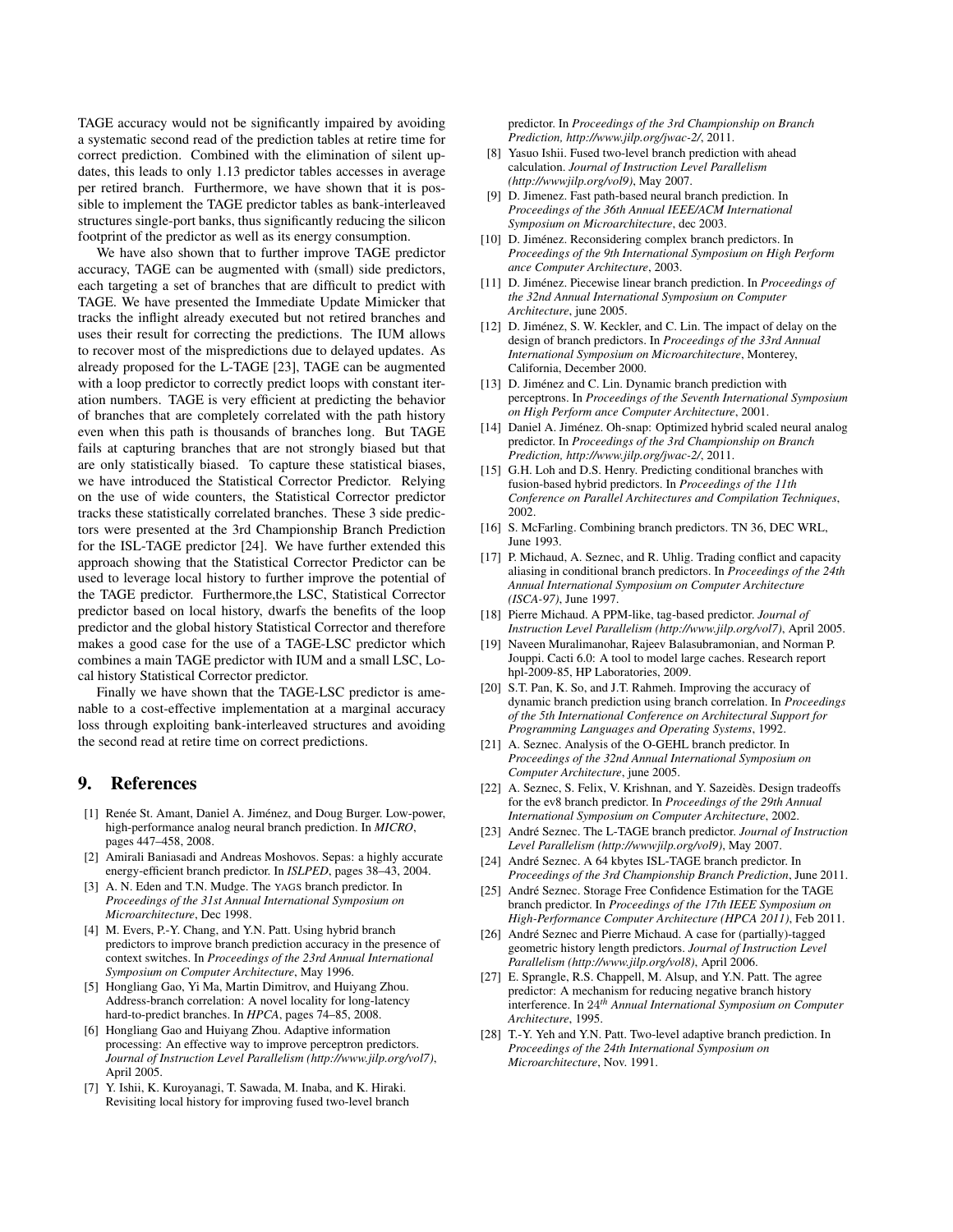TAGE accuracy would not be significantly impaired by avoiding a systematic second read of the prediction tables at retire time for correct prediction. Combined with the elimination of silent updates, this leads to only 1.13 predictor tables accesses in average per retired branch. Furthermore, we have shown that it is possible to implement the TAGE predictor tables as bank-interleaved structures single-port banks, thus significantly reducing the silicon footprint of the predictor as well as its energy consumption.

We have also shown that to further improve TAGE predictor accuracy, TAGE can be augmented with (small) side predictors, each targeting a set of branches that are difficult to predict with TAGE. We have presented the Immediate Update Mimicker that tracks the inflight already executed but not retired branches and uses their result for correcting the predictions. The IUM allows to recover most of the mispredictions due to delayed updates. As already proposed for the L-TAGE [23], TAGE can be augmented with a loop predictor to correctly predict loops with constant iteration numbers. TAGE is very efficient at predicting the behavior of branches that are completely correlated with the path history even when this path is thousands of branches long. But TAGE fails at capturing branches that are not strongly biased but that are only statistically biased. To capture these statistical biases, we have introduced the Statistical Corrector Predictor. Relying on the use of wide counters, the Statistical Corrector predictor tracks these statistically correlated branches. These 3 side predictors were presented at the 3rd Championship Branch Prediction for the ISL-TAGE predictor [24]. We have further extended this approach showing that the Statistical Corrector Predictor can be used to leverage local history to further improve the potential of the TAGE predictor. Furthermore,the LSC, Statistical Corrector predictor based on local history, dwarfs the benefits of the loop predictor and the global history Statistical Corrector and therefore makes a good case for the use of a TAGE-LSC predictor which combines a main TAGE predictor with IUM and a small LSC, Local history Statistical Corrector predictor.

Finally we have shown that the TAGE-LSC predictor is amenable to a cost-effective implementation at a marginal accuracy loss through exploiting bank-interleaved structures and avoiding the second read at retire time on correct predictions.

# 9. References

[1] Renée St. Amant, Daniel A. Jiménez, and Doug Burger. Low-power, high-performance analog neural branch prediction. In *MICRO*, pages 447–458, 2008.

[2] Amirali Baniasadi and Andreas Moshovos. Sepas: a highly accurate energy-efficient branch predictor. In *ISLPED*, pages 38–43, 2004.

[3] A. N. Eden and T.N. Mudge. The YAGS branch predictor. In *Proceedings of the 31st Annual International Symposium on Microarchitecture*, Dec 1998.

[4] M. Evers, P.-Y. Chang, and Y.N. Patt. Using hybrid branch predictors to improve branch prediction accuracy in the presence of context switches. In *Proceedings of the 23rd Annual International Symposium on Computer Architecture*, May 1996.

[5] Hongliang Gao, Yi Ma, Martin Dimitrov, and Huiyang Zhou. Address-branch correlation: A novel locality for long-latency hard-to-predict branches. In *HPCA*, pages 74–85, 2008.

[6] Hongliang Gao and Huiyang Zhou. Adaptive information processing: An effective way to improve perceptron predictors. *Journal of Instruction Level Parallelism (http://www.jilp.org/vol7)*, April 2005.

[7] Y. Ishii, K. Kuroyanagi, T. Sawada, M. Inaba, and K. Hiraki. Revisiting local history for improving fused two-level branch predictor. In *Proceedings of the 3rd Championship on Branch Prediction, http://www.jilp.org/jwac-2/*, 2011.

[8] Yasuo Ishii. Fused two-level branch prediction with ahead calculation. *Journal of Instruction Level Parallelism (http://wwwjilp.org/vol9)*, May 2007.

[9] D. Jimenez. Fast path-based neural branch prediction. In *Proceedings of the 36th Annual IEEE/ACM International Symposium on Microarchitecture*, dec 2003.

[10] D. Jiménez. Reconsidering complex branch predictors. In *Proceedings of the 9th International Symposium on High Perform ance Computer Architecture*, 2003.

[11] D. Jiménez. Piecewise linear branch prediction. In *Proceedings of the 32nd Annual International Symposium on Computer Architecture*, june 2005.

[12] D. Jiménez, S. W. Keckler, and C. Lin. The impact of delay on the design of branch predictors. In *Proceedings of the 33rd Annual International Symposium on Microarchitecture*, Monterey, California, December 2000.

[13] D. Jiménez and C. Lin. Dynamic branch prediction with perceptrons. In *Proceedings of the Seventh International Symposium on High Perform ance Computer Architecture*, 2001.

[14] Daniel A. Jiménez. Oh-snap: Optimized hybrid scaled neural analog predictor. In *Proceedings of the 3rd Championship on Branch Prediction, http://www.jilp.org/jwac-2/*, 2011.

[15] G.H. Loh and D.S. Henry. Predicting conditional branches with fusion-based hybrid predictors. In *Proceedings of the 11th Conference on Parallel Architectures and Compilation Techniques*, 2002.

[16] S. McFarling. Combining branch predictors. TN 36, DEC WRL, June 1993.

[17] P. Michaud, A. Seznec, and R. Uhlig. Trading conflict and capacity aliasing in conditional branch predictors. In *Proceedings of the 24th Annual International Symposium on Computer Architecture (ISCA-97)*, June 1997.

[18] Pierre Michaud. A PPM-like, tag-based predictor. *Journal of Instruction Level Parallelism (http://www.jilp.org/vol7)*, April 2005.

[19] Naveen Muralimanohar, Rajeev Balasubramonian, and Norman P. Jouppi. Cacti 6.0: A tool to model large caches. Research report hpl-2009-85, HP Laboratories, 2009.

[20] S.T. Pan, K. So, and J.T. Rahmeh. Improving the accuracy of dynamic branch prediction using branch correlation. In *Proceedings of the 5th International Conference on Architectural Support for Programming Languages and Operating Systems*, 1992.

[21] A. Seznec. Analysis of the O-GEHL branch predictor. In *Proceedings of the 32nd Annual International Symposium on Computer Architecture*, june 2005.

[22] A. Seznec, S. Felix, V. Krishnan, and Y. Sazeidès. Design tradeoffs for the ev8 branch predictor. In *Proceedings of the 29th Annual International Symposium on Computer Architecture*, 2002.

[23] André Seznec. The L-TAGE branch predictor. *Journal of Instruction Level Parallelism (http://wwwjilp.org/vol9)*, May 2007.

[24] André Seznec. A 64 kbytes ISL-TAGE branch predictor. In *Proceedings of the 3rd Championship Branch Prediction*, June 2011.

[25] André Seznec. Storage Free Confidence Estimation for the TAGE branch predictor. In *Proceedings of the 17th IEEE Symposium on High-Performance Computer Architecture (HPCA 2011)*, Feb 2011.

[26] André Seznec and Pierre Michaud. A case for (partially)-tagged geometric history length predictors. *Journal of Instruction Level Parallelism (http://www.jilp.org/vol8)*, April 2006.

[27] E. Sprangle, R.S. Chappell, M. Alsup, and Y.N. Patt. The agree predictor: A mechanism for reducing negative branch history interference. In 24th *Annual International Symposium on Computer Architecture*, 1995.

[28] T.-Y. Yeh and Y.N. Patt. Two-level adaptive branch prediction. In *Proceedings of the 24th International Symposium on Microarchitecture*, Nov. 1991.